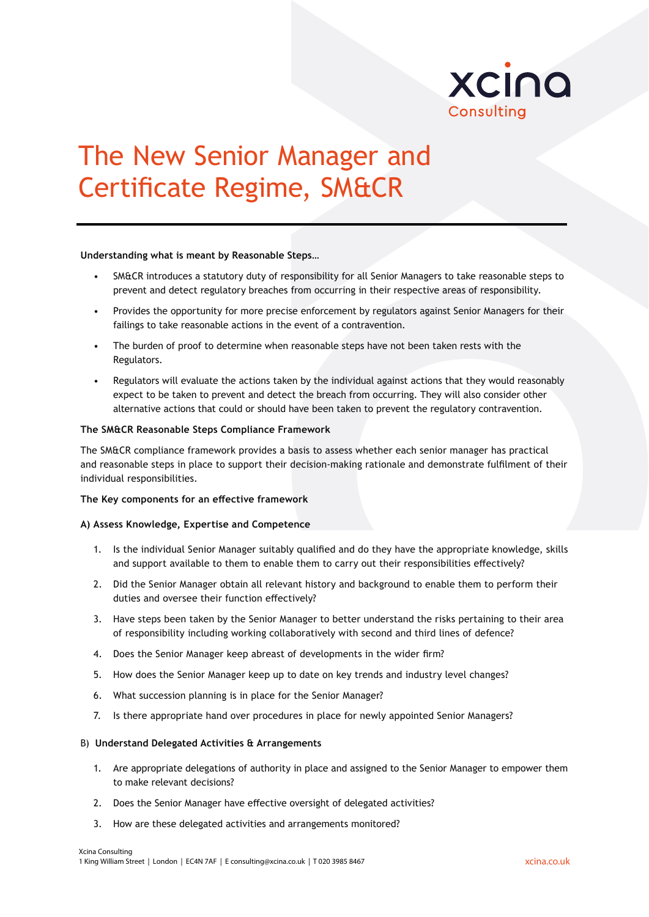# The New Senior Manager and Certificate Regime, SM&CR

**Understanding what is meant by Reasonable Steps…**

- SM&CR introduces a statutory duty of responsibility for all Senior Managers to take reasonable steps to prevent and detect regulatory breaches from occurring in their respective areas of responsibility.
- Provides the opportunity for more precise enforcement by regulators against Senior Managers for their failings to take reasonable actions in the event of a contravention.
- The burden of proof to determine when reasonable steps have not been taken rests with the Regulators.
- Regulators will evaluate the actions taken by the individual against actions that they would reasonably expect to be taken to prevent and detect the breach from occurring. They will also consider other alternative actions that could or should have been taken to prevent the regulatory contravention.

**The SM&CR Reasonable Steps Compliance Framework**

The SM&CR compliance framework provides a basis to assess whether each senior manager has practical and reasonable steps in place to support their decision-making rationale and demonstrate fulfilment of their individual responsibilities.

**The Key components for an effective framework**

**A) Assess Knowledge, Expertise and Competence**

1. Is the individual Senior Manager suitably qualified and do they have the appropriate knowledge, skills and support available to them to enable them to carry out their responsibilities effectively?
2. Did the Senior Manager obtain all relevant history and background to enable them to perform their duties and oversee their function effectively?
3. Have steps been taken by the Senior Manager to better understand the risks pertaining to their area of responsibility including working collaboratively with second and third lines of defence?
4. Does the Senior Manager keep abreast of developments in the wider firm?
5. How does the Senior Manager keep up to date on key trends and industry level changes?
6. What succession planning is in place for the Senior Manager?
7. Is there appropriate hand over procedures in place for newly appointed Senior Managers?

B) **Understand Delegated Activities & Arrangements**

1. Are appropriate delegations of authority in place and assigned to the Senior Manager to empower them to make relevant decisions?
2. Does the Senior Manager have effective oversight of delegated activities?
3. How are these delegated activities and arrangements monitored?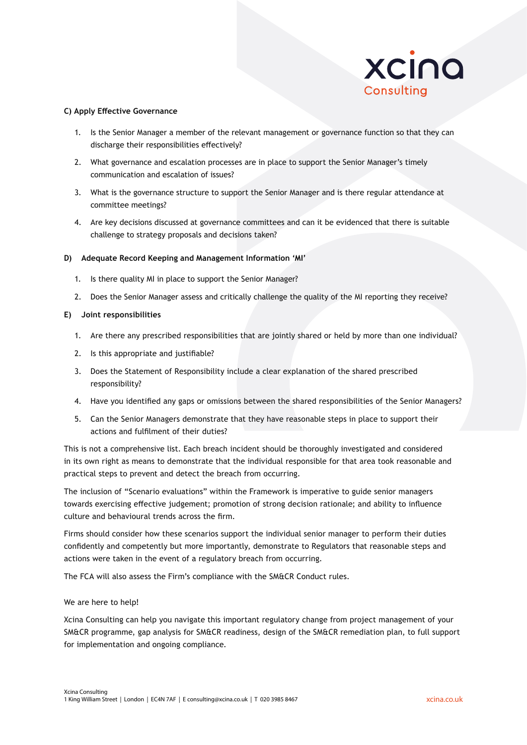**C) Apply Effective Governance**

1. Is the Senior Manager a member of the relevant management or governance function so that they can discharge their responsibilities effectively?
2. What governance and escalation processes are in place to support the Senior Manager's timely communication and escalation of issues?
3. What is the governance structure to support the Senior Manager and is there regular attendance at committee meetings?
4. Are key decisions discussed at governance committees and can it be evidenced that there is suitable challenge to strategy proposals and decisions taken?

**D) Adequate Record Keeping and Management Information 'MI'**

1. Is there quality MI in place to support the Senior Manager?
2. Does the Senior Manager assess and critically challenge the quality of the MI reporting they receive?

**E) Joint responsibilities**

1. Are there any prescribed responsibilities that are jointly shared or held by more than one individual?
2. Is this appropriate and justifiable?
3. Does the Statement of Responsibility include a clear explanation of the shared prescribed responsibility?
4. Have you identified any gaps or omissions between the shared responsibilities of the Senior Managers?
5. Can the Senior Managers demonstrate that they have reasonable steps in place to support their actions and fulfilment of their duties?

This is not a comprehensive list. Each breach incident should be thoroughly investigated and considered in its own right as means to demonstrate that the individual responsible for that area took reasonable and practical steps to prevent and detect the breach from occurring.

The inclusion of "Scenario evaluations" within the Framework is imperative to guide senior managers towards exercising effective judgement; promotion of strong decision rationale; and ability to influence culture and behavioural trends across the firm.

Firms should consider how these scenarios support the individual senior manager to perform their duties confidently and competently but more importantly, demonstrate to Regulators that reasonable steps and actions were taken in the event of a regulatory breach from occurring.

The FCA will also assess the Firm's compliance with the SM&CR Conduct rules.

We are here to help!

Xcina Consulting can help you navigate this important regulatory change from project management of your SM&CR programme, gap analysis for SM&CR readiness, design of the SM&CR remediation plan, to full support for implementation and ongoing compliance.